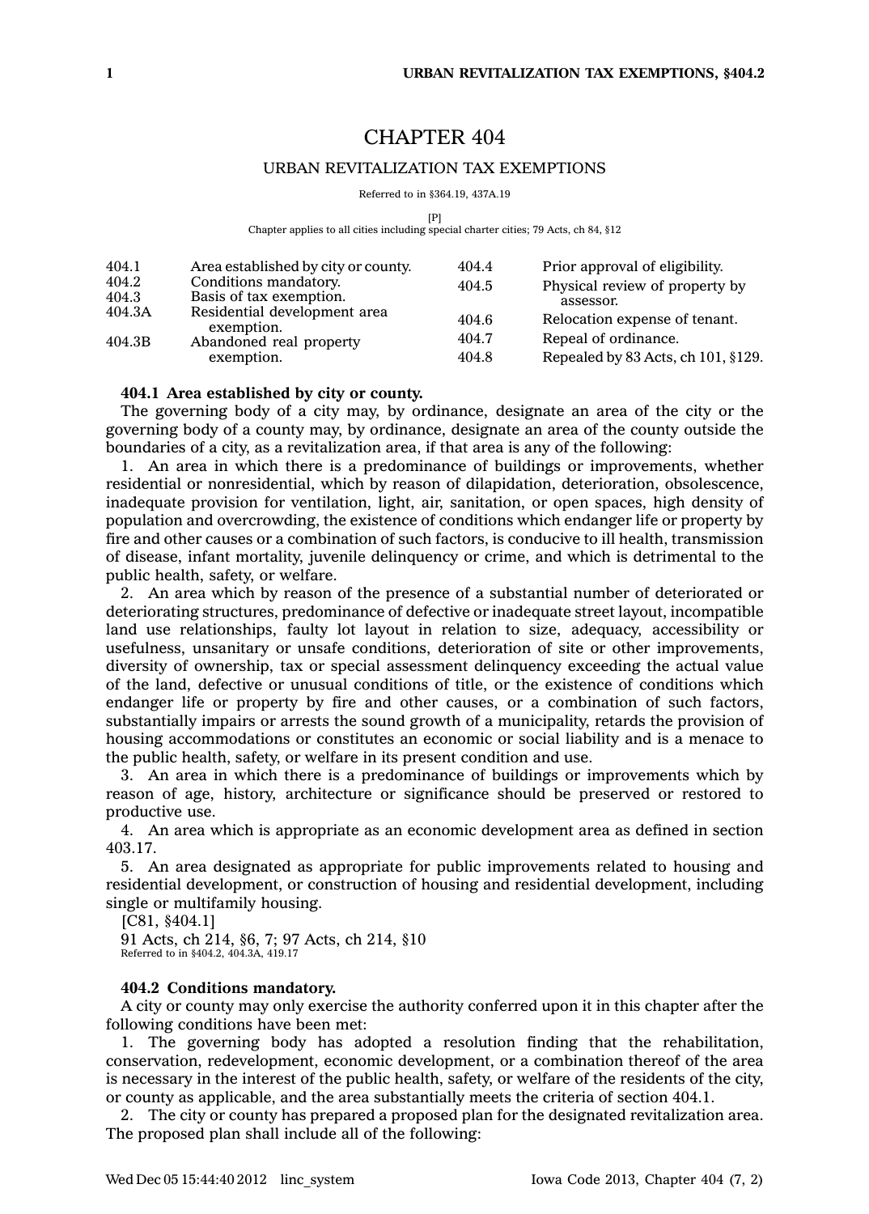# CHAPTER 404

## URBAN REVITALIZATION TAX EXEMPTIONS

Referred to in §364.19, 437A.19

[P]
Chapter applies to all cities including special charter cities; 79 Acts, ch 84, §12

| | | | |
|---|---|---|---|
| 404.1 | Area established by city or county. | 404.4 | Prior approval of eligibility. |
| 404.2 | Conditions mandatory. | 404.5 | Physical review of property by assessor. |
| 404.3 | Basis of tax exemption. | 404.6 | Relocation expense of tenant. |
| 404.3A | Residential development area exemption. | 404.7 | Repeal of ordinance. |
| 404.3B | Abandoned real property exemption. | 404.8 | Repealed by 83 Acts, ch 101, §129. |

**404.1 Area established by city or county.**

The governing body of a city may, by ordinance, designate an area of the city or the governing body of a county may, by ordinance, designate an area of the county outside the boundaries of a city, as a revitalization area, if that area is any of the following:

1. An area in which there is a predominance of buildings or improvements, whether residential or nonresidential, which by reason of dilapidation, deterioration, obsolescence, inadequate provision for ventilation, light, air, sanitation, or open spaces, high density of population and overcrowding, the existence of conditions which endanger life or property by fire and other causes or a combination of such factors, is conducive to ill health, transmission of disease, infant mortality, juvenile delinquency or crime, and which is detrimental to the public health, safety, or welfare.

2. An area which by reason of the presence of a substantial number of deteriorated or deteriorating structures, predominance of defective or inadequate street layout, incompatible land use relationships, faulty lot layout in relation to size, adequacy, accessibility or usefulness, unsanitary or unsafe conditions, deterioration of site or other improvements, diversity of ownership, tax or special assessment delinquency exceeding the actual value of the land, defective or unusual conditions of title, or the existence of conditions which endanger life or property by fire and other causes, or a combination of such factors, substantially impairs or arrests the sound growth of a municipality, retards the provision of housing accommodations or constitutes an economic or social liability and is a menace to the public health, safety, or welfare in its present condition and use.

3. An area in which there is a predominance of buildings or improvements which by reason of age, history, architecture or significance should be preserved or restored to productive use.

4. An area which is appropriate as an economic development area as defined in section 403.17.

5. An area designated as appropriate for public improvements related to housing and residential development, or construction of housing and residential development, including single or multifamily housing.

[C81, §404.1]

91 Acts, ch 214, §6, 7; 97 Acts, ch 214, §10

Referred to in §404.2, 404.3A, 419.17

**404.2 Conditions mandatory.**

A city or county may only exercise the authority conferred upon it in this chapter after the following conditions have been met:

1. The governing body has adopted a resolution finding that the rehabilitation, conservation, redevelopment, economic development, or a combination thereof of the area is necessary in the interest of the public health, safety, or welfare of the residents of the city, or county as applicable, and the area substantially meets the criteria of section 404.1.

2. The city or county has prepared a proposed plan for the designated revitalization area. The proposed plan shall include all of the following: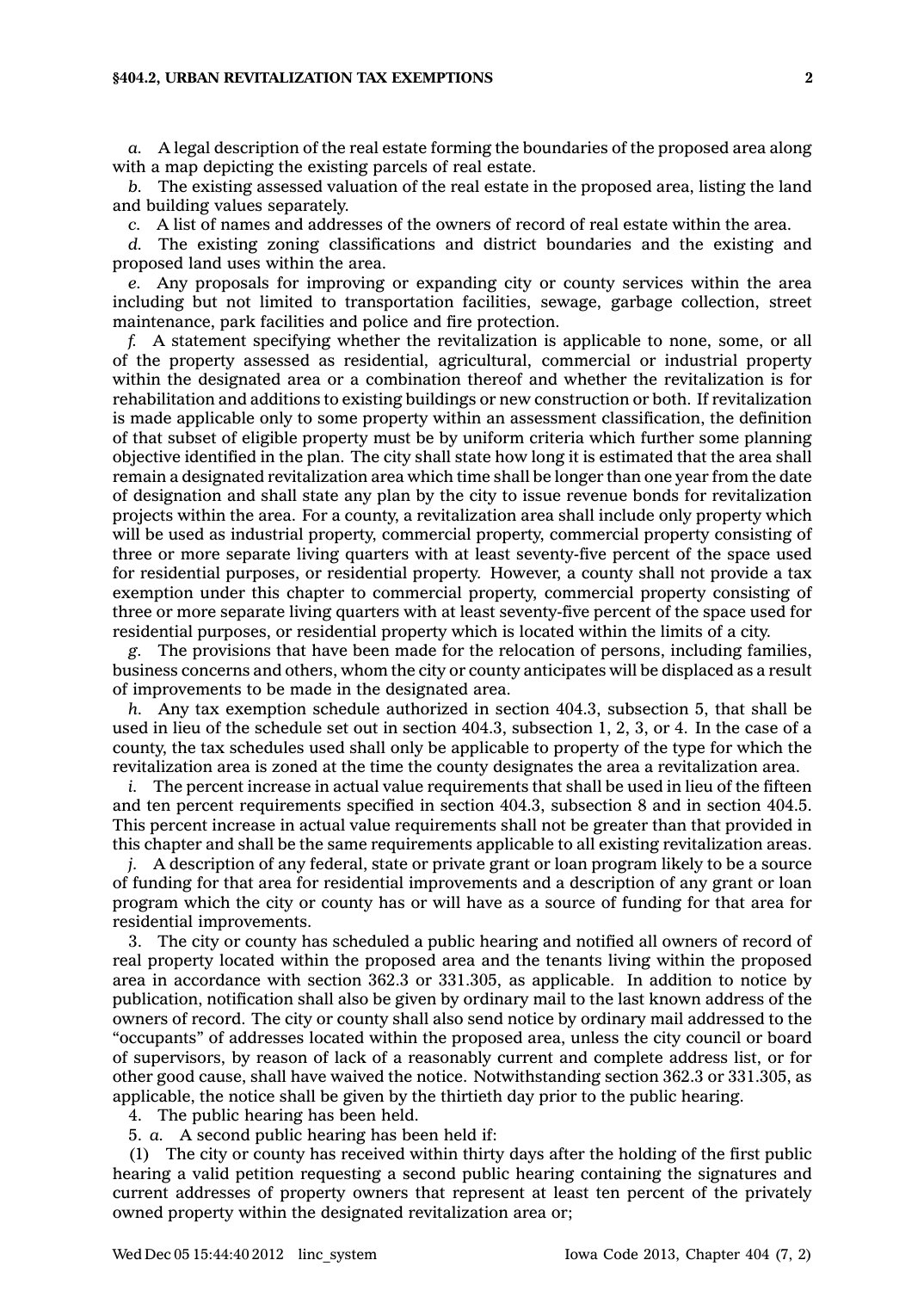*a.* A legal description of the real estate forming the boundaries of the proposed area along with a map depicting the existing parcels of real estate.

*b.* The existing assessed valuation of the real estate in the proposed area, listing the land and building values separately.

*c.* A list of names and addresses of the owners of record of real estate within the area.

*d.* The existing zoning classifications and district boundaries and the existing and proposed land uses within the area.

*e.* Any proposals for improving or expanding city or county services within the area including but not limited to transportation facilities, sewage, garbage collection, street maintenance, park facilities and police and fire protection.

*f.* A statement specifying whether the revitalization is applicable to none, some, or all of the property assessed as residential, agricultural, commercial or industrial property within the designated area or a combination thereof and whether the revitalization is for rehabilitation and additions to existing buildings or new construction or both. If revitalization is made applicable only to some property within an assessment classification, the definition of that subset of eligible property must be by uniform criteria which further some planning objective identified in the plan. The city shall state how long it is estimated that the area shall remain a designated revitalization area which time shall be longer than one year from the date of designation and shall state any plan by the city to issue revenue bonds for revitalization projects within the area. For a county, a revitalization area shall include only property which will be used as industrial property, commercial property, commercial property consisting of three or more separate living quarters with at least seventy-five percent of the space used for residential purposes, or residential property. However, a county shall not provide a tax exemption under this chapter to commercial property, commercial property consisting of three or more separate living quarters with at least seventy-five percent of the space used for residential purposes, or residential property which is located within the limits of a city.

*g.* The provisions that have been made for the relocation of persons, including families, business concerns and others, whom the city or county anticipates will be displaced as a result of improvements to be made in the designated area.

*h.* Any tax exemption schedule authorized in section 404.3, subsection 5, that shall be used in lieu of the schedule set out in section 404.3, subsection 1, 2, 3, or 4. In the case of a county, the tax schedules used shall only be applicable to property of the type for which the revitalization area is zoned at the time the county designates the area a revitalization area.

*i.* The percent increase in actual value requirements that shall be used in lieu of the fifteen and ten percent requirements specified in section 404.3, subsection 8 and in section 404.5. This percent increase in actual value requirements shall not be greater than that provided in this chapter and shall be the same requirements applicable to all existing revitalization areas.

*j.* A description of any federal, state or private grant or loan program likely to be a source of funding for that area for residential improvements and a description of any grant or loan program which the city or county has or will have as a source of funding for that area for residential improvements.

3. The city or county has scheduled a public hearing and notified all owners of record of real property located within the proposed area and the tenants living within the proposed area in accordance with section 362.3 or 331.305, as applicable. In addition to notice by publication, notification shall also be given by ordinary mail to the last known address of the owners of record. The city or county shall also send notice by ordinary mail addressed to the "occupants" of addresses located within the proposed area, unless the city council or board of supervisors, by reason of lack of a reasonably current and complete address list, or for other good cause, shall have waived the notice. Notwithstanding section 362.3 or 331.305, as applicable, the notice shall be given by the thirtieth day prior to the public hearing.

4. The public hearing has been held.

5. *a.* A second public hearing has been held if:

(1) The city or county has received within thirty days after the holding of the first public hearing a valid petition requesting a second public hearing containing the signatures and current addresses of property owners that represent at least ten percent of the privately owned property within the designated revitalization area or;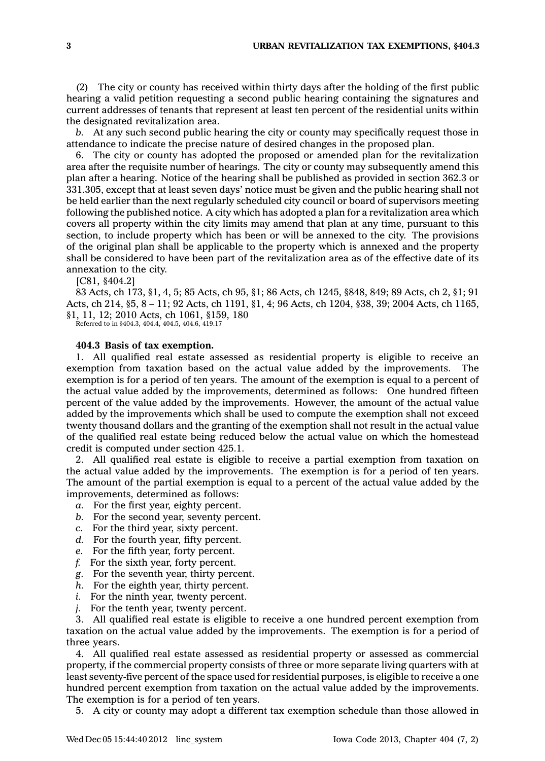(2) The city or county has received within thirty days after the holding of the first public hearing a valid petition requesting a second public hearing containing the signatures and current addresses of tenants that represent at least ten percent of the residential units within the designated revitalization area.

*b.* At any such second public hearing the city or county may specifically request those in attendance to indicate the precise nature of desired changes in the proposed plan.

6. The city or county has adopted the proposed or amended plan for the revitalization area after the requisite number of hearings. The city or county may subsequently amend this plan after a hearing. Notice of the hearing shall be published as provided in section 362.3 or 331.305, except that at least seven days' notice must be given and the public hearing shall not be held earlier than the next regularly scheduled city council or board of supervisors meeting following the published notice. A city which has adopted a plan for a revitalization area which covers all property within the city limits may amend that plan at any time, pursuant to this section, to include property which has been or will be annexed to the city. The provisions of the original plan shall be applicable to the property which is annexed and the property shall be considered to have been part of the revitalization area as of the effective date of its annexation to the city.

[C81, §404.2]

83 Acts, ch 173, §1, 4, 5; 85 Acts, ch 95, §1; 86 Acts, ch 1245, §848, 849; 89 Acts, ch 2, §1; 91 Acts, ch 214, §5, 8 – 11; 92 Acts, ch 1191, §1, 4; 96 Acts, ch 1204, §38, 39; 2004 Acts, ch 1165, §1, 11, 12; 2010 Acts, ch 1061, §159, 180

Referred to in §404.3, 404.4, 404.5, 404.6, 419.17

**404.3 Basis of tax exemption.**

1. All qualified real estate assessed as residential property is eligible to receive an exemption from taxation based on the actual value added by the improvements. The exemption is for a period of ten years. The amount of the exemption is equal to a percent of the actual value added by the improvements, determined as follows: One hundred fifteen percent of the value added by the improvements. However, the amount of the actual value added by the improvements which shall be used to compute the exemption shall not exceed twenty thousand dollars and the granting of the exemption shall not result in the actual value of the qualified real estate being reduced below the actual value on which the homestead credit is computed under section 425.1.

2. All qualified real estate is eligible to receive a partial exemption from taxation on the actual value added by the improvements. The exemption is for a period of ten years. The amount of the partial exemption is equal to a percent of the actual value added by the improvements, determined as follows:

*a.* For the first year, eighty percent.

*b.* For the second year, seventy percent.

*c.* For the third year, sixty percent.

*d.* For the fourth year, fifty percent.

*e.* For the fifth year, forty percent.

*f.* For the sixth year, forty percent.

*g.* For the seventh year, thirty percent.

*h.* For the eighth year, thirty percent.

*i.* For the ninth year, twenty percent.

*j.* For the tenth year, twenty percent.

3. All qualified real estate is eligible to receive a one hundred percent exemption from taxation on the actual value added by the improvements. The exemption is for a period of three years.

4. All qualified real estate assessed as residential property or assessed as commercial property, if the commercial property consists of three or more separate living quarters with at least seventy-five percent of the space used for residential purposes, is eligible to receive a one hundred percent exemption from taxation on the actual value added by the improvements. The exemption is for a period of ten years.

5. A city or county may adopt a different tax exemption schedule than those allowed in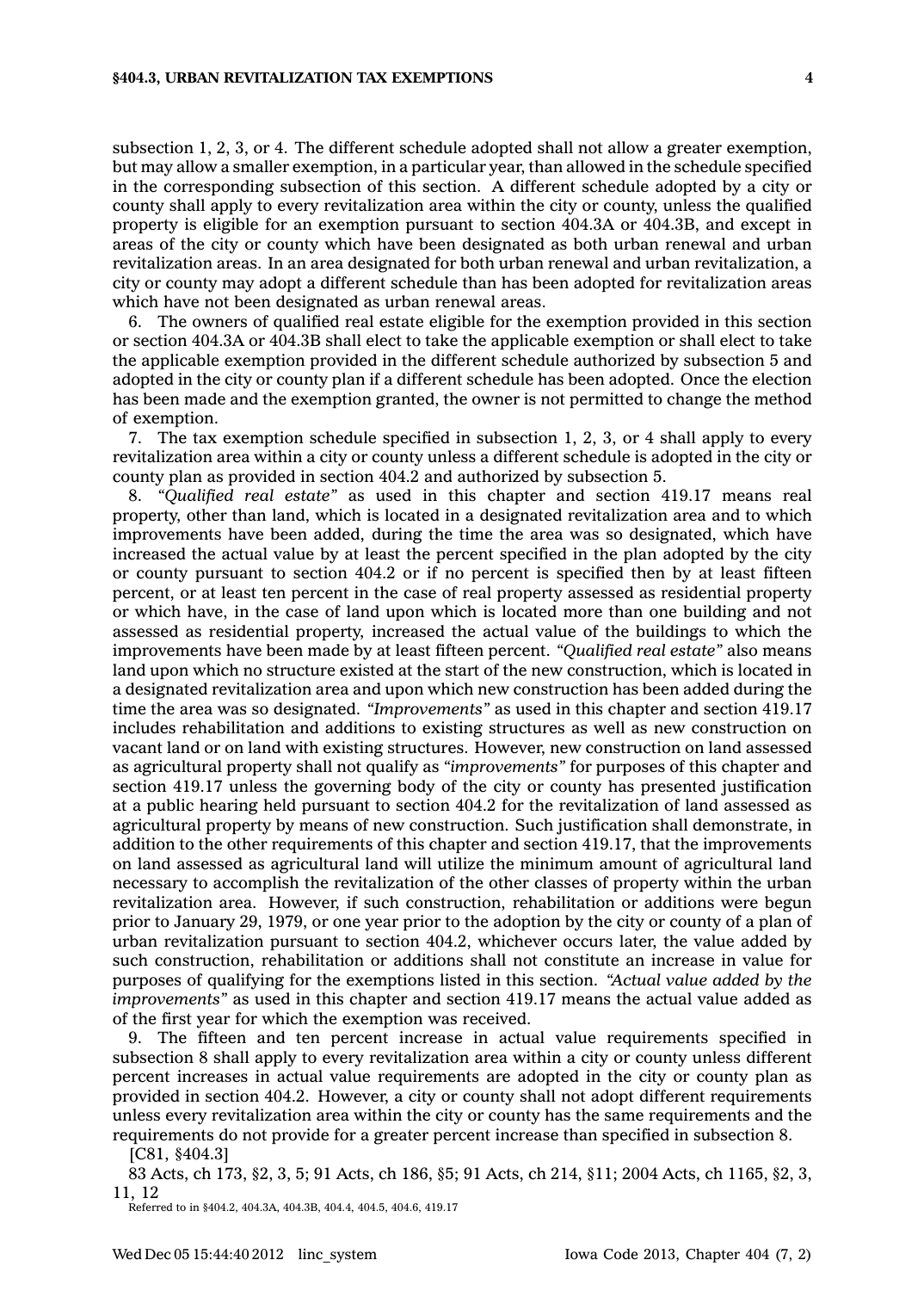subsection 1, 2, 3, or 4. The different schedule adopted shall not allow a greater exemption, but may allow a smaller exemption, in a particular year, than allowed in the schedule specified in the corresponding subsection of this section. A different schedule adopted by a city or county shall apply to every revitalization area within the city or county, unless the qualified property is eligible for an exemption pursuant to section 404.3A or 404.3B, and except in areas of the city or county which have been designated as both urban renewal and urban revitalization areas. In an area designated for both urban renewal and urban revitalization, a city or county may adopt a different schedule than has been adopted for revitalization areas which have not been designated as urban renewal areas.

6. The owners of qualified real estate eligible for the exemption provided in this section or section 404.3A or 404.3B shall elect to take the applicable exemption or shall elect to take the applicable exemption provided in the different schedule authorized by subsection 5 and adopted in the city or county plan if a different schedule has been adopted. Once the election has been made and the exemption granted, the owner is not permitted to change the method of exemption.

7. The tax exemption schedule specified in subsection 1, 2, 3, or 4 shall apply to every revitalization area within a city or county unless a different schedule is adopted in the city or county plan as provided in section 404.2 and authorized by subsection 5.

8. *"Qualified real estate"* as used in this chapter and section 419.17 means real property, other than land, which is located in a designated revitalization area and to which improvements have been added, during the time the area was so designated, which have increased the actual value by at least the percent specified in the plan adopted by the city or county pursuant to section 404.2 or if no percent is specified then by at least fifteen percent, or at least ten percent in the case of real property assessed as residential property or which have, in the case of land upon which is located more than one building and not assessed as residential property, increased the actual value of the buildings to which the improvements have been made by at least fifteen percent. *"Qualified real estate"* also means land upon which no structure existed at the start of the new construction, which is located in a designated revitalization area and upon which new construction has been added during the time the area was so designated. *"Improvements"* as used in this chapter and section 419.17 includes rehabilitation and additions to existing structures as well as new construction on vacant land or on land with existing structures. However, new construction on land assessed as agricultural property shall not qualify as *"improvements"* for purposes of this chapter and section 419.17 unless the governing body of the city or county has presented justification at a public hearing held pursuant to section 404.2 for the revitalization of land assessed as agricultural property by means of new construction. Such justification shall demonstrate, in addition to the other requirements of this chapter and section 419.17, that the improvements on land assessed as agricultural land will utilize the minimum amount of agricultural land necessary to accomplish the revitalization of the other classes of property within the urban revitalization area. However, if such construction, rehabilitation or additions were begun prior to January 29, 1979, or one year prior to the adoption by the city or county of a plan of urban revitalization pursuant to section 404.2, whichever occurs later, the value added by such construction, rehabilitation or additions shall not constitute an increase in value for purposes of qualifying for the exemptions listed in this section. *"Actual value added by the improvements"* as used in this chapter and section 419.17 means the actual value added as of the first year for which the exemption was received.

9. The fifteen and ten percent increase in actual value requirements specified in subsection 8 shall apply to every revitalization area within a city or county unless different percent increases in actual value requirements are adopted in the city or county plan as provided in section 404.2. However, a city or county shall not adopt different requirements unless every revitalization area within the city or county has the same requirements and the requirements do not provide for a greater percent increase than specified in subsection 8.

[C81, §404.3]

83 Acts, ch 173, §2, 3, 5; 91 Acts, ch 186, §5; 91 Acts, ch 214, §11; 2004 Acts, ch 1165, §2, 3, 11, 12

Referred to in §404.2, 404.3A, 404.3B, 404.4, 404.5, 404.6, 419.17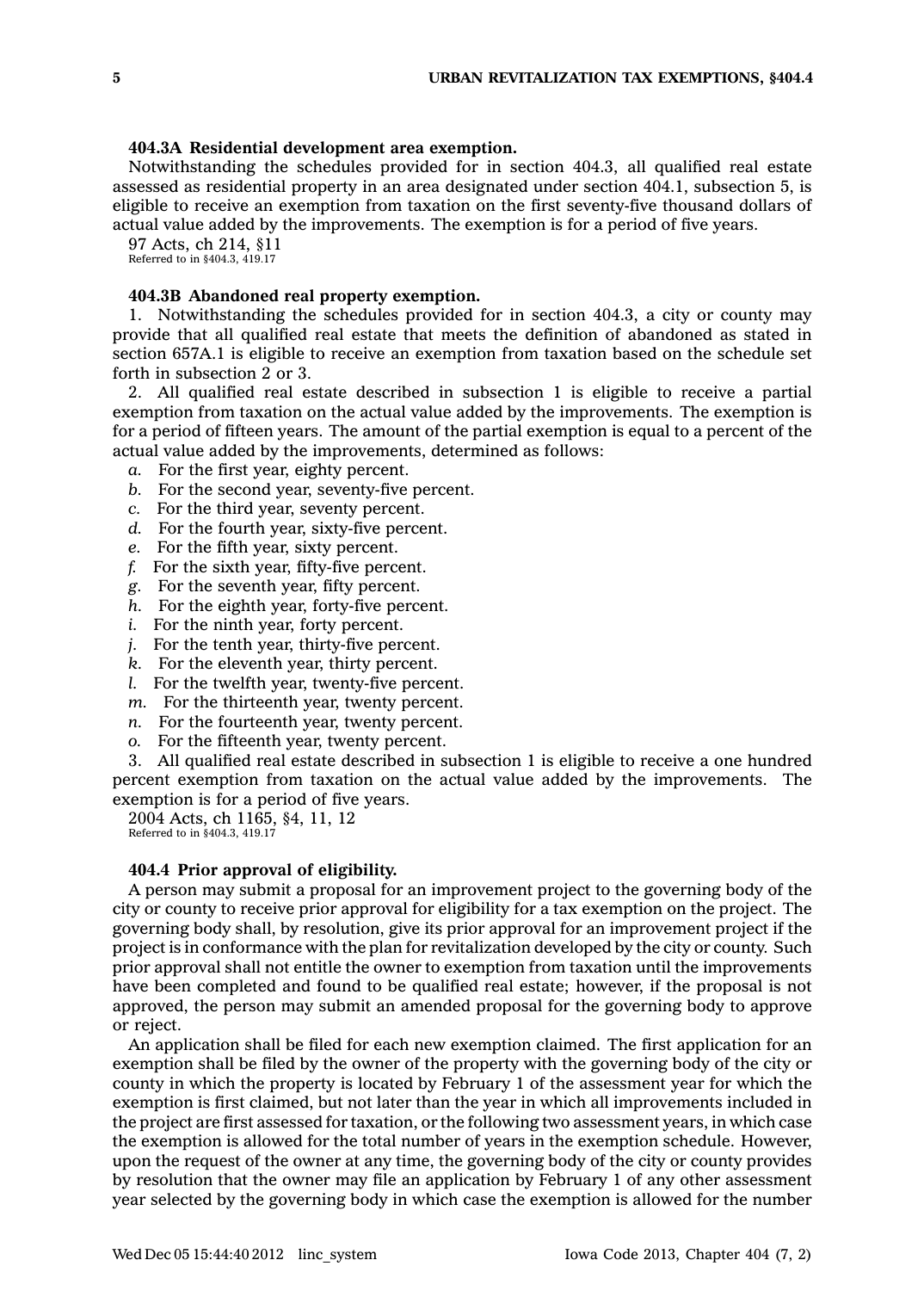**404.3A Residential development area exemption.**

Notwithstanding the schedules provided for in section 404.3, all qualified real estate assessed as residential property in an area designated under section 404.1, subsection 5, is eligible to receive an exemption from taxation on the first seventy-five thousand dollars of actual value added by the improvements. The exemption is for a period of five years.

97 Acts, ch 214, §11
Referred to in §404.3, 419.17

**404.3B Abandoned real property exemption.**

1. Notwithstanding the schedules provided for in section 404.3, a city or county may provide that all qualified real estate that meets the definition of abandoned as stated in section 657A.1 is eligible to receive an exemption from taxation based on the schedule set forth in subsection 2 or 3.

2. All qualified real estate described in subsection 1 is eligible to receive a partial exemption from taxation on the actual value added by the improvements. The exemption is for a period of fifteen years. The amount of the partial exemption is equal to a percent of the actual value added by the improvements, determined as follows:

*a.* For the first year, eighty percent.
*b.* For the second year, seventy-five percent.
*c.* For the third year, seventy percent.
*d.* For the fourth year, sixty-five percent.
*e.* For the fifth year, sixty percent.
*f.* For the sixth year, fifty-five percent.
*g.* For the seventh year, fifty percent.
*h.* For the eighth year, forty-five percent.
*i.* For the ninth year, forty percent.
*j.* For the tenth year, thirty-five percent.
*k.* For the eleventh year, thirty percent.
*l.* For the twelfth year, twenty-five percent.
*m.* For the thirteenth year, twenty percent.
*n.* For the fourteenth year, twenty percent.
*o.* For the fifteenth year, twenty percent.

3. All qualified real estate described in subsection 1 is eligible to receive a one hundred percent exemption from taxation on the actual value added by the improvements. The exemption is for a period of five years.

2004 Acts, ch 1165, §4, 11, 12
Referred to in §404.3, 419.17

**404.4 Prior approval of eligibility.**

A person may submit a proposal for an improvement project to the governing body of the city or county to receive prior approval for eligibility for a tax exemption on the project. The governing body shall, by resolution, give its prior approval for an improvement project if the project is in conformance with the plan for revitalization developed by the city or county. Such prior approval shall not entitle the owner to exemption from taxation until the improvements have been completed and found to be qualified real estate; however, if the proposal is not approved, the person may submit an amended proposal for the governing body to approve or reject.

An application shall be filed for each new exemption claimed. The first application for an exemption shall be filed by the owner of the property with the governing body of the city or county in which the property is located by February 1 of the assessment year for which the exemption is first claimed, but not later than the year in which all improvements included in the project are first assessed for taxation, or the following two assessment years, in which case the exemption is allowed for the total number of years in the exemption schedule. However, upon the request of the owner at any time, the governing body of the city or county provides by resolution that the owner may file an application by February 1 of any other assessment year selected by the governing body in which case the exemption is allowed for the number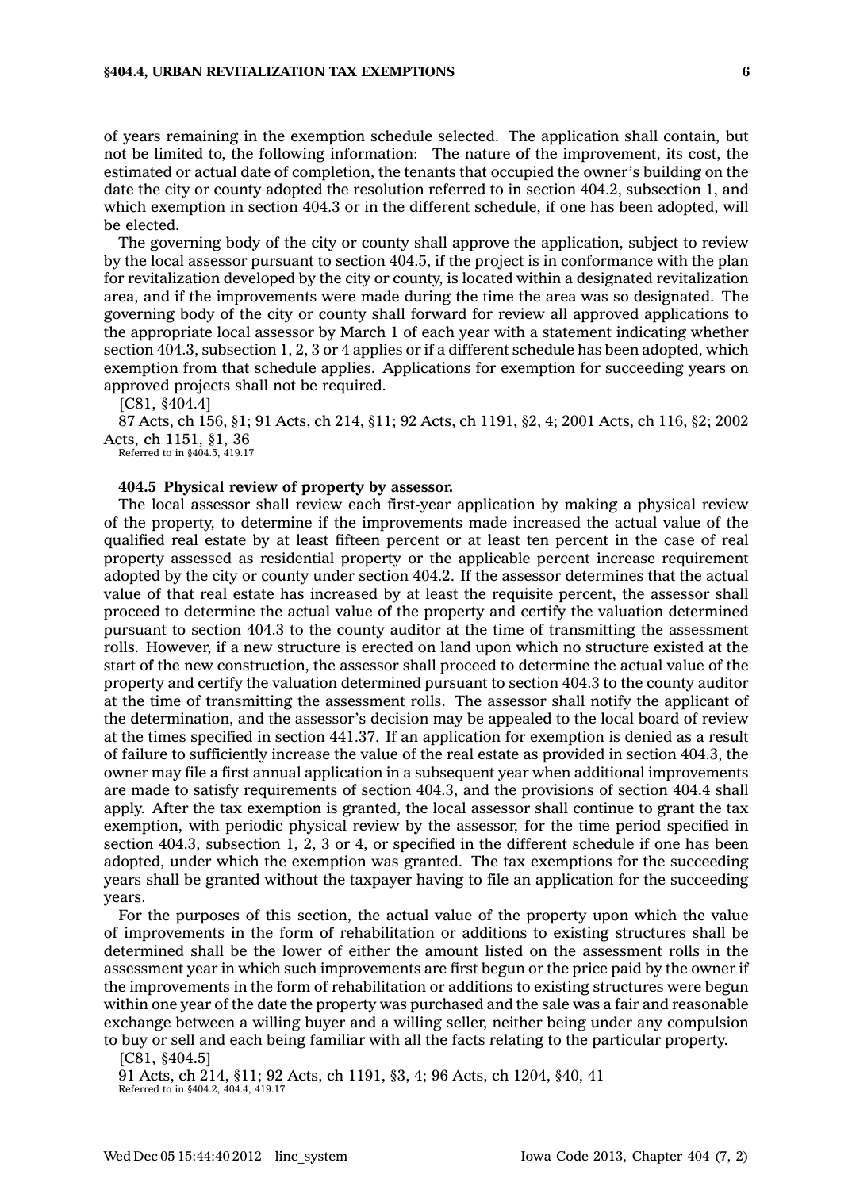of years remaining in the exemption schedule selected. The application shall contain, but not be limited to, the following information: The nature of the improvement, its cost, the estimated or actual date of completion, the tenants that occupied the owner's building on the date the city or county adopted the resolution referred to in section 404.2, subsection 1, and which exemption in section 404.3 or in the different schedule, if one has been adopted, will be elected.

The governing body of the city or county shall approve the application, subject to review by the local assessor pursuant to section 404.5, if the project is in conformance with the plan for revitalization developed by the city or county, is located within a designated revitalization area, and if the improvements were made during the time the area was so designated. The governing body of the city or county shall forward for review all approved applications to the appropriate local assessor by March 1 of each year with a statement indicating whether section 404.3, subsection 1, 2, 3 or 4 applies or if a different schedule has been adopted, which exemption from that schedule applies. Applications for exemption for succeeding years on approved projects shall not be required.

[C81, §404.4]

87 Acts, ch 156, §1; 91 Acts, ch 214, §11; 92 Acts, ch 1191, §2, 4; 2001 Acts, ch 116, §2; 2002 Acts, ch 1151, §1, 36

Referred to in §404.5, 419.17

**404.5 Physical review of property by assessor.**

The local assessor shall review each first-year application by making a physical review of the property, to determine if the improvements made increased the actual value of the qualified real estate by at least fifteen percent or at least ten percent in the case of real property assessed as residential property or the applicable percent increase requirement adopted by the city or county under section 404.2. If the assessor determines that the actual value of that real estate has increased by at least the requisite percent, the assessor shall proceed to determine the actual value of the property and certify the valuation determined pursuant to section 404.3 to the county auditor at the time of transmitting the assessment rolls. However, if a new structure is erected on land upon which no structure existed at the start of the new construction, the assessor shall proceed to determine the actual value of the property and certify the valuation determined pursuant to section 404.3 to the county auditor at the time of transmitting the assessment rolls. The assessor shall notify the applicant of the determination, and the assessor's decision may be appealed to the local board of review at the times specified in section 441.37. If an application for exemption is denied as a result of failure to sufficiently increase the value of the real estate as provided in section 404.3, the owner may file a first annual application in a subsequent year when additional improvements are made to satisfy requirements of section 404.3, and the provisions of section 404.4 shall apply. After the tax exemption is granted, the local assessor shall continue to grant the tax exemption, with periodic physical review by the assessor, for the time period specified in section 404.3, subsection 1, 2, 3 or 4, or specified in the different schedule if one has been adopted, under which the exemption was granted. The tax exemptions for the succeeding years shall be granted without the taxpayer having to file an application for the succeeding years.

For the purposes of this section, the actual value of the property upon which the value of improvements in the form of rehabilitation or additions to existing structures shall be determined shall be the lower of either the amount listed on the assessment rolls in the assessment year in which such improvements are first begun or the price paid by the owner if the improvements in the form of rehabilitation or additions to existing structures were begun within one year of the date the property was purchased and the sale was a fair and reasonable exchange between a willing buyer and a willing seller, neither being under any compulsion to buy or sell and each being familiar with all the facts relating to the particular property.

[C81, §404.5]

91 Acts, ch 214, §11; 92 Acts, ch 1191, §3, 4; 96 Acts, ch 1204, §40, 41

Referred to in §404.2, 404.4, 419.17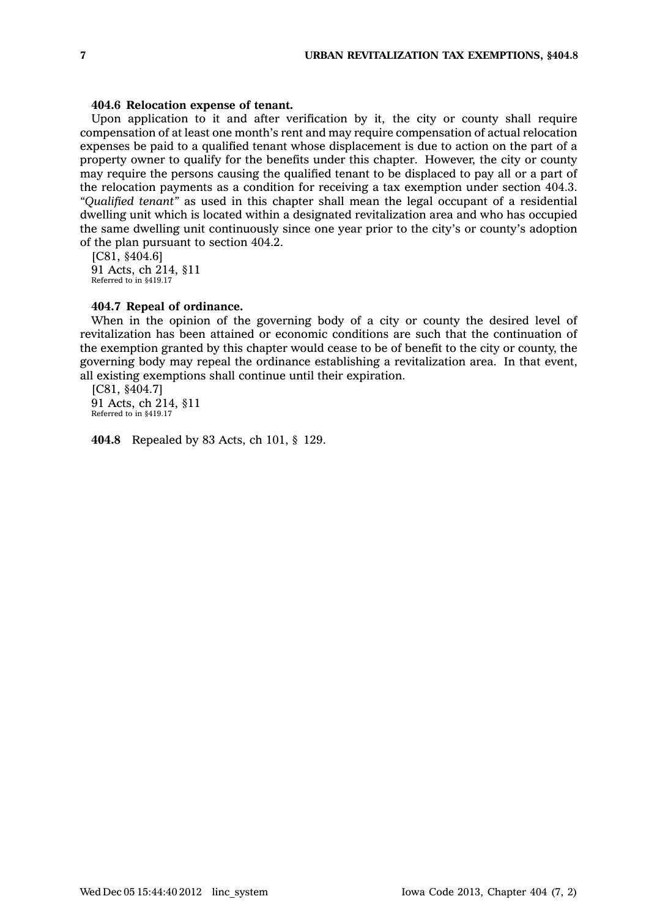**404.6 Relocation expense of tenant.**

Upon application to it and after verification by it, the city or county shall require compensation of at least one month's rent and may require compensation of actual relocation expenses be paid to a qualified tenant whose displacement is due to action on the part of a property owner to qualify for the benefits under this chapter. However, the city or county may require the persons causing the qualified tenant to be displaced to pay all or a part of the relocation payments as a condition for receiving a tax exemption under section 404.3. *"Qualified tenant"* as used in this chapter shall mean the legal occupant of a residential dwelling unit which is located within a designated revitalization area and who has occupied the same dwelling unit continuously since one year prior to the city's or county's adoption of the plan pursuant to section 404.2.

[C81, §404.6]
91 Acts, ch 214, §11
Referred to in §419.17

**404.7 Repeal of ordinance.**

When in the opinion of the governing body of a city or county the desired level of revitalization has been attained or economic conditions are such that the continuation of the exemption granted by this chapter would cease to be of benefit to the city or county, the governing body may repeal the ordinance establishing a revitalization area. In that event, all existing exemptions shall continue until their expiration.

[C81, §404.7]
91 Acts, ch 214, §11
Referred to in §419.17

**404.8** Repealed by 83 Acts, ch 101, § 129.